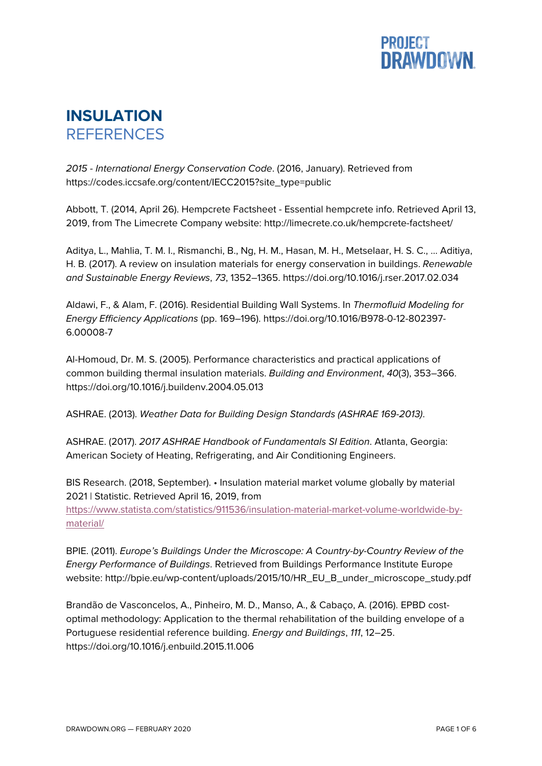# INSULATION
## REFERENCES

*2015 - International Energy Conservation Code*. (2016, January). Retrieved from https://codes.iccsafe.org/content/IECC2015?site_type=public

Abbott, T. (2014, April 26). Hempcrete Factsheet - Essential hempcrete info. Retrieved April 13, 2019, from The Limecrete Company website: http://limecrete.co.uk/hempcrete-factsheet/

Aditya, L., Mahlia, T. M. I., Rismanchi, B., Ng, H. M., Hasan, M. H., Metselaar, H. S. C., … Aditiya, H. B. (2017). A review on insulation materials for energy conservation in buildings. *Renewable and Sustainable Energy Reviews*, *73*, 1352–1365. https://doi.org/10.1016/j.rser.2017.02.034

Aldawi, F., & Alam, F. (2016). Residential Building Wall Systems. In *Thermofluid Modeling for Energy Efficiency Applications* (pp. 169–196). https://doi.org/10.1016/B978-0-12-802397-6.00008-7

Al-Homoud, Dr. M. S. (2005). Performance characteristics and practical applications of common building thermal insulation materials. *Building and Environment*, *40*(3), 353–366. https://doi.org/10.1016/j.buildenv.2004.05.013

ASHRAE. (2013). *Weather Data for Building Design Standards (ASHRAE 169-2013)*.

ASHRAE. (2017). *2017 ASHRAE Handbook of Fundamentals SI Edition*. Atlanta, Georgia: American Society of Heating, Refrigerating, and Air Conditioning Engineers.

BIS Research. (2018, September). • Insulation material market volume globally by material 2021 | Statistic. Retrieved April 16, 2019, from https://www.statista.com/statistics/911536/insulation-material-market-volume-worldwide-by-material/

BPIE. (2011). *Europe's Buildings Under the Microscope: A Country-by-Country Review of the Energy Performance of Buildings*. Retrieved from Buildings Performance Institute Europe website: http://bpie.eu/wp-content/uploads/2015/10/HR_EU_B_under_microscope_study.pdf

Brandão de Vasconcelos, A., Pinheiro, M. D., Manso, A., & Cabaço, A. (2016). EPBD cost-optimal methodology: Application to the thermal rehabilitation of the building envelope of a Portuguese residential reference building. *Energy and Buildings*, *111*, 12–25. https://doi.org/10.1016/j.enbuild.2015.11.006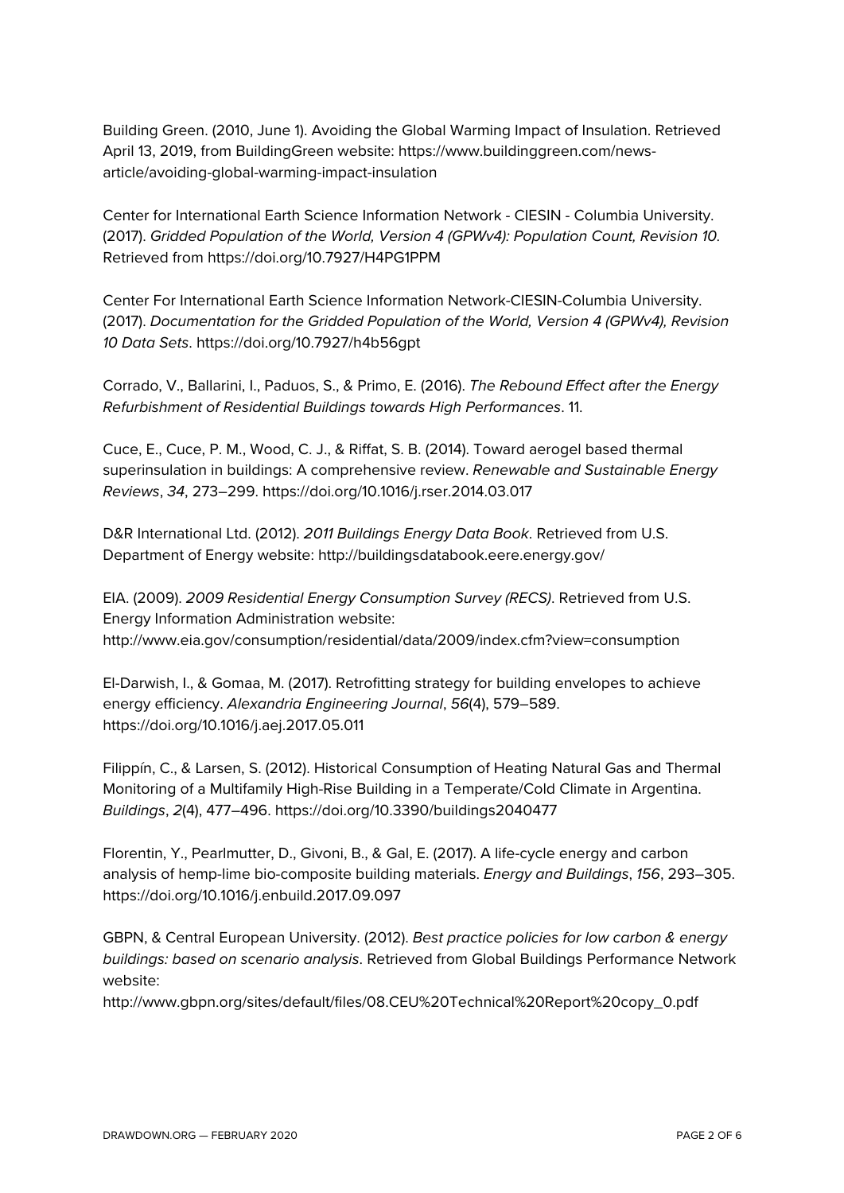Building Green. (2010, June 1). Avoiding the Global Warming Impact of Insulation. Retrieved April 13, 2019, from BuildingGreen website: https://www.buildinggreen.com/news-article/avoiding-global-warming-impact-insulation

Center for International Earth Science Information Network - CIESIN - Columbia University. (2017). *Gridded Population of the World, Version 4 (GPWv4): Population Count, Revision 10*. Retrieved from https://doi.org/10.7927/H4PG1PPM

Center For International Earth Science Information Network-CIESIN-Columbia University. (2017). *Documentation for the Gridded Population of the World, Version 4 (GPWv4), Revision 10 Data Sets*. https://doi.org/10.7927/h4b56gpt

Corrado, V., Ballarini, I., Paduos, S., & Primo, E. (2016). *The Rebound Effect after the Energy Refurbishment of Residential Buildings towards High Performances*. 11.

Cuce, E., Cuce, P. M., Wood, C. J., & Riffat, S. B. (2014). Toward aerogel based thermal superinsulation in buildings: A comprehensive review. *Renewable and Sustainable Energy Reviews*, *34*, 273–299. https://doi.org/10.1016/j.rser.2014.03.017

D&R International Ltd. (2012). *2011 Buildings Energy Data Book*. Retrieved from U.S. Department of Energy website: http://buildingsdatabook.eere.energy.gov/

EIA. (2009). *2009 Residential Energy Consumption Survey (RECS)*. Retrieved from U.S. Energy Information Administration website: http://www.eia.gov/consumption/residential/data/2009/index.cfm?view=consumption

El-Darwish, I., & Gomaa, M. (2017). Retrofitting strategy for building envelopes to achieve energy efficiency. *Alexandria Engineering Journal*, *56*(4), 579–589. https://doi.org/10.1016/j.aej.2017.05.011

Filippín, C., & Larsen, S. (2012). Historical Consumption of Heating Natural Gas and Thermal Monitoring of a Multifamily High-Rise Building in a Temperate/Cold Climate in Argentina. *Buildings*, *2*(4), 477–496. https://doi.org/10.3390/buildings2040477

Florentin, Y., Pearlmutter, D., Givoni, B., & Gal, E. (2017). A life-cycle energy and carbon analysis of hemp-lime bio-composite building materials. *Energy and Buildings*, *156*, 293–305. https://doi.org/10.1016/j.enbuild.2017.09.097

GBPN, & Central European University. (2012). *Best practice policies for low carbon & energy buildings: based on scenario analysis*. Retrieved from Global Buildings Performance Network website: http://www.gbpn.org/sites/default/files/08.CEU%20Technical%20Report%20copy_0.pdf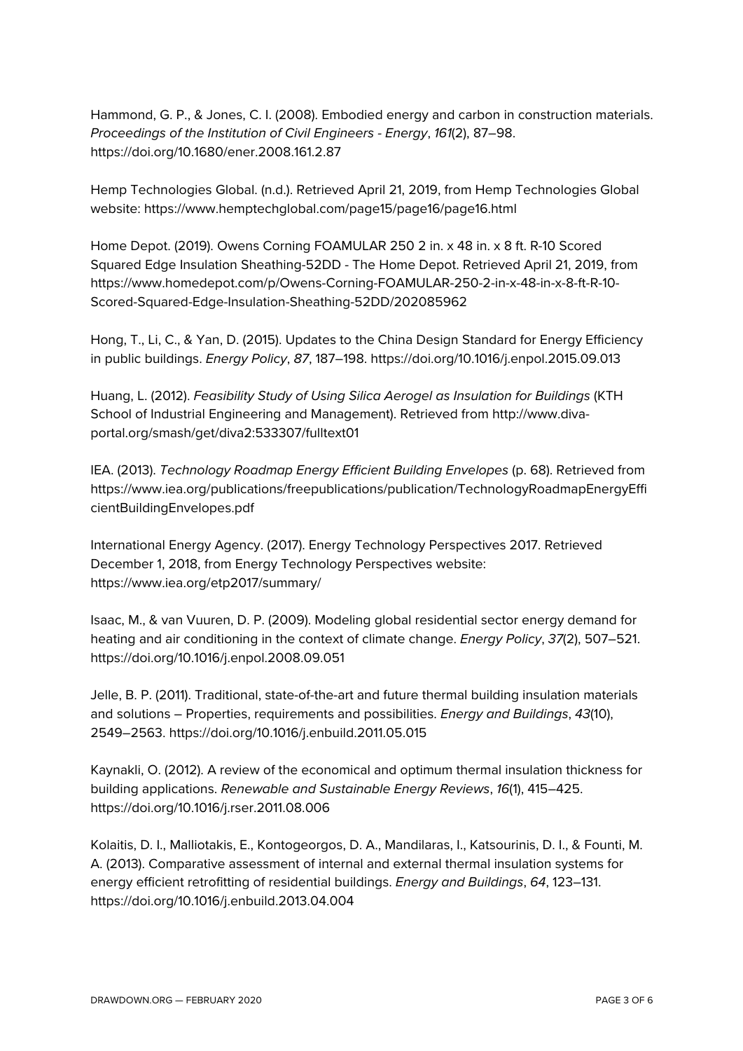Hammond, G. P., & Jones, C. I. (2008). Embodied energy and carbon in construction materials. *Proceedings of the Institution of Civil Engineers - Energy*, *161*(2), 87–98. https://doi.org/10.1680/ener.2008.161.2.87

Hemp Technologies Global. (n.d.). Retrieved April 21, 2019, from Hemp Technologies Global website: https://www.hemptechglobal.com/page15/page16/page16.html

Home Depot. (2019). Owens Corning FOAMULAR 250 2 in. x 48 in. x 8 ft. R-10 Scored Squared Edge Insulation Sheathing-52DD - The Home Depot. Retrieved April 21, 2019, from https://www.homedepot.com/p/Owens-Corning-FOAMULAR-250-2-in-x-48-in-x-8-ft-R-10-Scored-Squared-Edge-Insulation-Sheathing-52DD/202085962

Hong, T., Li, C., & Yan, D. (2015). Updates to the China Design Standard for Energy Efficiency in public buildings. *Energy Policy*, *87*, 187–198. https://doi.org/10.1016/j.enpol.2015.09.013

Huang, L. (2012). *Feasibility Study of Using Silica Aerogel as Insulation for Buildings* (KTH School of Industrial Engineering and Management). Retrieved from http://www.diva-portal.org/smash/get/diva2:533307/fulltext01

IEA. (2013). *Technology Roadmap Energy Efficient Building Envelopes* (p. 68). Retrieved from https://www.iea.org/publications/freepublications/publication/TechnologyRoadmapEnergyEfficientBuildingEnvelopes.pdf

International Energy Agency. (2017). Energy Technology Perspectives 2017. Retrieved December 1, 2018, from Energy Technology Perspectives website: https://www.iea.org/etp2017/summary/

Isaac, M., & van Vuuren, D. P. (2009). Modeling global residential sector energy demand for heating and air conditioning in the context of climate change. *Energy Policy*, *37*(2), 507–521. https://doi.org/10.1016/j.enpol.2008.09.051

Jelle, B. P. (2011). Traditional, state-of-the-art and future thermal building insulation materials and solutions – Properties, requirements and possibilities. *Energy and Buildings*, *43*(10), 2549–2563. https://doi.org/10.1016/j.enbuild.2011.05.015

Kaynakli, O. (2012). A review of the economical and optimum thermal insulation thickness for building applications. *Renewable and Sustainable Energy Reviews*, *16*(1), 415–425. https://doi.org/10.1016/j.rser.2011.08.006

Kolaitis, D. I., Malliotakis, E., Kontogeorgos, D. A., Mandilaras, I., Katsourinis, D. I., & Founti, M. A. (2013). Comparative assessment of internal and external thermal insulation systems for energy efficient retrofitting of residential buildings. *Energy and Buildings*, *64*, 123–131. https://doi.org/10.1016/j.enbuild.2013.04.004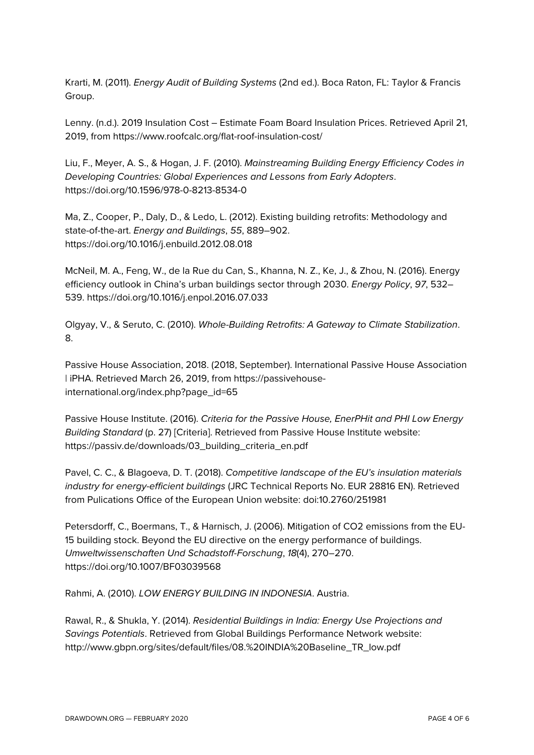Krarti, M. (2011). *Energy Audit of Building Systems* (2nd ed.). Boca Raton, FL: Taylor & Francis Group.

Lenny. (n.d.). 2019 Insulation Cost – Estimate Foam Board Insulation Prices. Retrieved April 21, 2019, from https://www.roofcalc.org/flat-roof-insulation-cost/

Liu, F., Meyer, A. S., & Hogan, J. F. (2010). *Mainstreaming Building Energy Efficiency Codes in Developing Countries: Global Experiences and Lessons from Early Adopters*. https://doi.org/10.1596/978-0-8213-8534-0

Ma, Z., Cooper, P., Daly, D., & Ledo, L. (2012). Existing building retrofits: Methodology and state-of-the-art. *Energy and Buildings*, *55*, 889–902. https://doi.org/10.1016/j.enbuild.2012.08.018

McNeil, M. A., Feng, W., de la Rue du Can, S., Khanna, N. Z., Ke, J., & Zhou, N. (2016). Energy efficiency outlook in China's urban buildings sector through 2030. *Energy Policy*, *97*, 532–539. https://doi.org/10.1016/j.enpol.2016.07.033

Olgyay, V., & Seruto, C. (2010). *Whole-Building Retrofits: A Gateway to Climate Stabilization*. 8.

Passive House Association, 2018. (2018, September). International Passive House Association | iPHA. Retrieved March 26, 2019, from https://passivehouse-international.org/index.php?page_id=65

Passive House Institute. (2016). *Criteria for the Passive House, EnerPHit and PHI Low Energy Building Standard* (p. 27) [Criteria]. Retrieved from Passive House Institute website: https://passiv.de/downloads/03_building_criteria_en.pdf

Pavel, C. C., & Blagoeva, D. T. (2018). *Competitive landscape of the EU's insulation materials industry for energy-efficient buildings* (JRC Technical Reports No. EUR 28816 EN). Retrieved from Pulications Office of the European Union website: doi:10.2760/251981

Petersdorff, C., Boermans, T., & Harnisch, J. (2006). Mitigation of CO2 emissions from the EU-15 building stock. Beyond the EU directive on the energy performance of buildings. *Umweltwissenschaften Und Schadstoff-Forschung*, *18*(4), 270–270. https://doi.org/10.1007/BF03039568

Rahmi, A. (2010). *LOW ENERGY BUILDING IN INDONESIA*. Austria.

Rawal, R., & Shukla, Y. (2014). *Residential Buildings in India: Energy Use Projections and Savings Potentials*. Retrieved from Global Buildings Performance Network website: http://www.gbpn.org/sites/default/files/08.%20INDIA%20Baseline_TR_low.pdf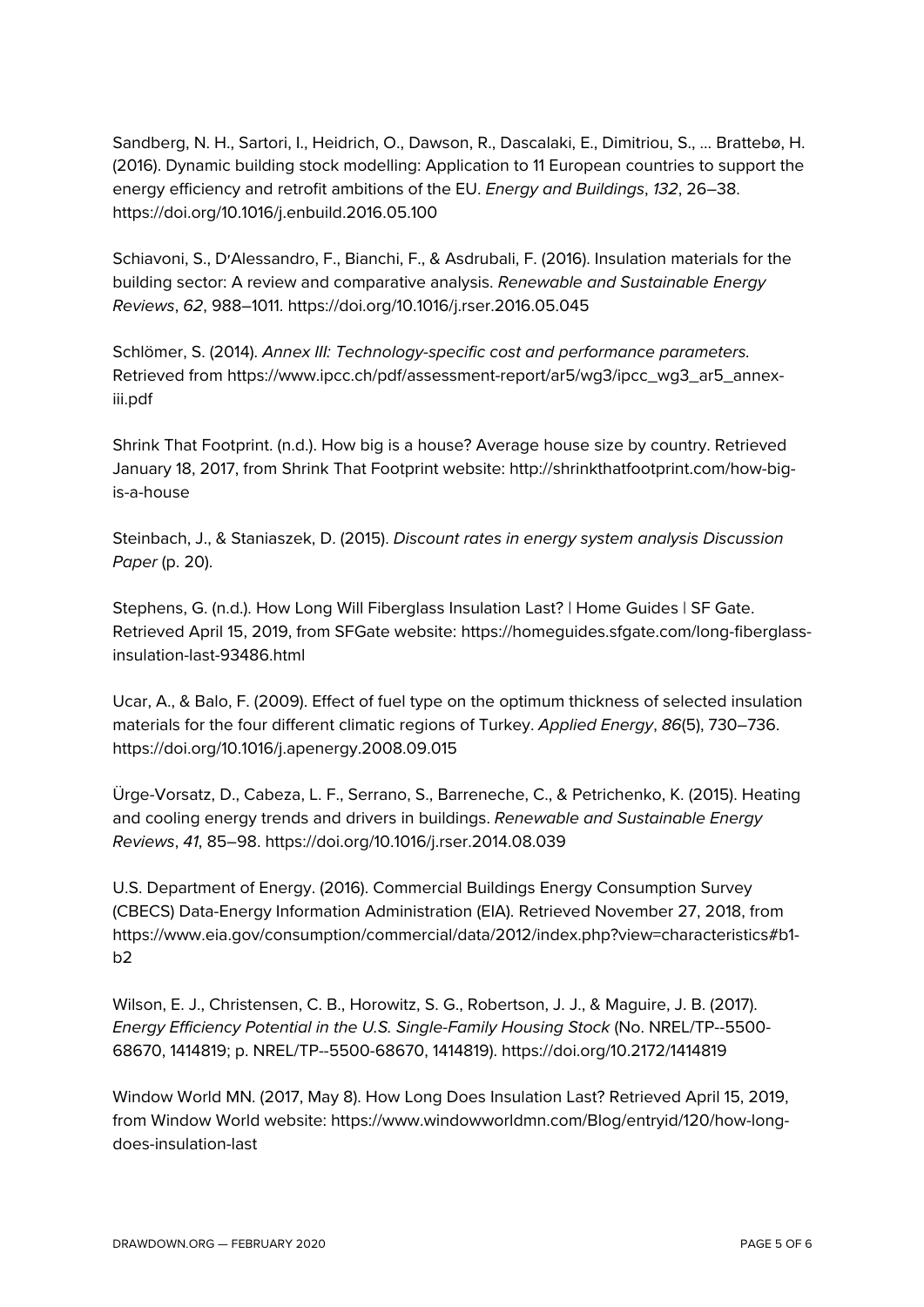Sandberg, N. H., Sartori, I., Heidrich, O., Dawson, R., Dascalaki, E., Dimitriou, S., … Brattebø, H. (2016). Dynamic building stock modelling: Application to 11 European countries to support the energy efficiency and retrofit ambitions of the EU. *Energy and Buildings*, *132*, 26–38. https://doi.org/10.1016/j.enbuild.2016.05.100

Schiavoni, S., D′Alessandro, F., Bianchi, F., & Asdrubali, F. (2016). Insulation materials for the building sector: A review and comparative analysis. *Renewable and Sustainable Energy Reviews*, *62*, 988–1011. https://doi.org/10.1016/j.rser.2016.05.045

Schlömer, S. (2014). *Annex III: Technology-specific cost and performance parameters*. Retrieved from https://www.ipcc.ch/pdf/assessment-report/ar5/wg3/ipcc_wg3_ar5_annex-iii.pdf

Shrink That Footprint. (n.d.). How big is a house? Average house size by country. Retrieved January 18, 2017, from Shrink That Footprint website: http://shrinkthatfootprint.com/how-big-is-a-house

Steinbach, J., & Staniaszek, D. (2015). *Discount rates in energy system analysis Discussion Paper* (p. 20).

Stephens, G. (n.d.). How Long Will Fiberglass Insulation Last? | Home Guides | SF Gate. Retrieved April 15, 2019, from SFGate website: https://homeguides.sfgate.com/long-fiberglass-insulation-last-93486.html

Ucar, A., & Balo, F. (2009). Effect of fuel type on the optimum thickness of selected insulation materials for the four different climatic regions of Turkey. *Applied Energy*, *86*(5), 730–736. https://doi.org/10.1016/j.apenergy.2008.09.015

Ürge-Vorsatz, D., Cabeza, L. F., Serrano, S., Barreneche, C., & Petrichenko, K. (2015). Heating and cooling energy trends and drivers in buildings. *Renewable and Sustainable Energy Reviews*, *41*, 85–98. https://doi.org/10.1016/j.rser.2014.08.039

U.S. Department of Energy. (2016). Commercial Buildings Energy Consumption Survey (CBECS) Data-Energy Information Administration (EIA). Retrieved November 27, 2018, from https://www.eia.gov/consumption/commercial/data/2012/index.php?view=characteristics#b1-b2

Wilson, E. J., Christensen, C. B., Horowitz, S. G., Robertson, J. J., & Maguire, J. B. (2017). *Energy Efficiency Potential in the U.S. Single-Family Housing Stock* (No. NREL/TP--5500-68670, 1414819; p. NREL/TP--5500-68670, 1414819). https://doi.org/10.2172/1414819

Window World MN. (2017, May 8). How Long Does Insulation Last? Retrieved April 15, 2019, from Window World website: https://www.windowworldmn.com/Blog/entryid/120/how-long-does-insulation-last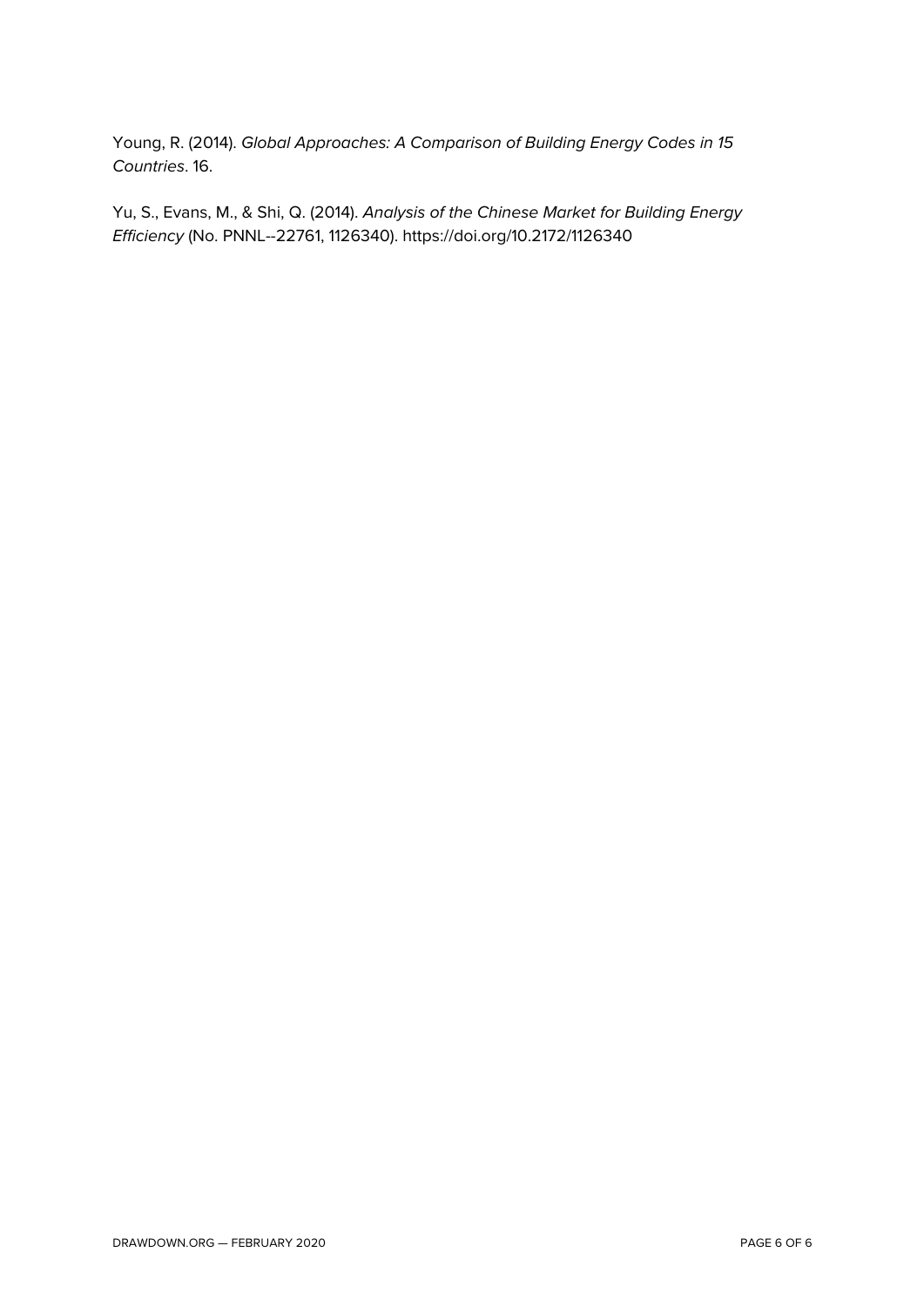Young, R. (2014). *Global Approaches: A Comparison of Building Energy Codes in 15 Countries*. 16.

Yu, S., Evans, M., & Shi, Q. (2014). *Analysis of the Chinese Market for Building Energy Efficiency* (No. PNNL--22761, 1126340). https://doi.org/10.2172/1126340